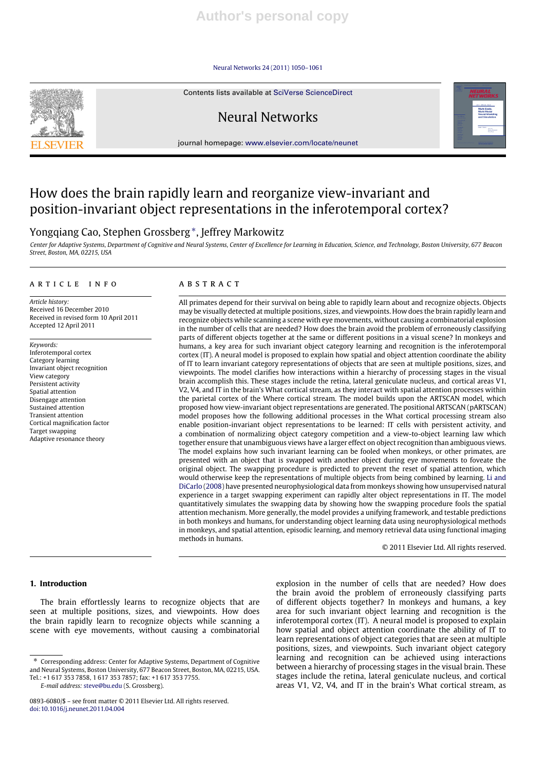Author's personal copy

Contents lists available at SciVerse ScienceDirect

# Neural Networks

journal homepage: www.elsevier.com/locate/neunet

# How does the brain rapidly learn and reorganize view-invariant and position-invariant object representations in the inferotemporal cortex?

Yongqiang Cao, Stephen Grossberg*, Jeffrey Markowitz

*Center for Adaptive Systems, Department of Cognitive and Neural Systems, Center of Excellence for Learning in Education, Science, and Technology, Boston University, 677 Beacon Street, Boston, MA, 02215, USA*

## ARTICLE INFO

*Article history:*
Received 16 December 2010
Received in revised form 10 April 2011
Accepted 12 April 2011

*Keywords:*
Inferotemporal cortex
Category learning
Invariant object recognition
View category
Persistent activity
Spatial attention
Disengage attention
Sustained attention
Transient attention
Cortical magnification factor
Target swapping
Adaptive resonance theory

## ABSTRACT

All primates depend for their survival on being able to rapidly learn about and recognize objects. Objects may be visually detected at multiple positions, sizes, and viewpoints. How does the brain rapidly learn and recognize objects while scanning a scene with eye movements, without causing a combinatorial explosion in the number of cells that are needed? How does the brain avoid the problem of erroneously classifying parts of different objects together at the same or different positions in a visual scene? In monkeys and humans, a key area for such invariant object category learning and recognition is the inferotemporal cortex (IT). A neural model is proposed to explain how spatial and object attention coordinate the ability of IT to learn invariant category representations of objects that are seen at multiple positions, sizes, and viewpoints. The model clarifies how interactions within a hierarchy of processing stages in the visual brain accomplish this. These stages include the retina, lateral geniculate nucleus, and cortical areas V1, V2, V4, and IT in the brain's What cortical stream, as they interact with spatial attention processes within the parietal cortex of the Where cortical stream. The model builds upon the ARTSCAN model, which proposed how view-invariant object representations are generated. The positional ARTSCAN (pARTSCAN) model proposes how the following additional processes in the What cortical processing stream also enable position-invariant object representations to be learned: IT cells with persistent activity, and a combination of normalizing object category competition and a view-to-object learning law which together ensure that unambiguous views have a larger effect on object recognition than ambiguous views. The model explains how such invariant learning can be fooled when monkeys, or other primates, are presented with an object that is swapped with another object during eye movements to foveate the original object. The swapping procedure is predicted to prevent the reset of spatial attention, which would otherwise keep the representations of multiple objects from being combined by learning. Li and DiCarlo (2008) have presented neurophysiological data from monkeys showing how unsupervised natural experience in a target swapping experiment can rapidly alter object representations in IT. The model quantitatively simulates the swapping data by showing how the swapping procedure fools the spatial attention mechanism. More generally, the model provides a unifying framework, and testable predictions in both monkeys and humans, for understanding object learning data using neurophysiological methods in monkeys, and spatial attention, episodic learning, and memory retrieval data using functional imaging methods in humans.

© 2011 Elsevier Ltd. All rights reserved.

## 1. Introduction

The brain effortlessly learns to recognize objects that are seen at multiple positions, sizes, and viewpoints. How does the brain rapidly learn to recognize objects while scanning a scene with eye movements, without causing a combinatorial explosion in the number of cells that are needed? How does the brain avoid the problem of erroneously classifying parts of different objects together? In monkeys and humans, a key area for such invariant object learning and recognition is the inferotemporal cortex (IT). A neural model is proposed to explain how spatial and object attention coordinate the ability of IT to learn representations of object categories that are seen at multiple positions, sizes, and viewpoints. Such invariant object category learning and recognition can be achieved using interactions between a hierarchy of processing stages in the visual brain. These stages include the retina, lateral geniculate nucleus, and cortical areas V1, V2, V4, and IT in the brain's What cortical stream, as

* Corresponding address: Center for Adaptive Systems, Department of Cognitive and Neural Systems, Boston University, 677 Beacon Street, Boston, MA, 02215, USA. Tel.: +1 617 353 7858, 1 617 353 7857; fax: +1 617 353 7755.
*E-mail address:* steve@bu.edu (S. Grossberg).

0893-6080/$ – see front matter © 2011 Elsevier Ltd. All rights reserved.
doi:10.1016/j.neunet.2011.04.004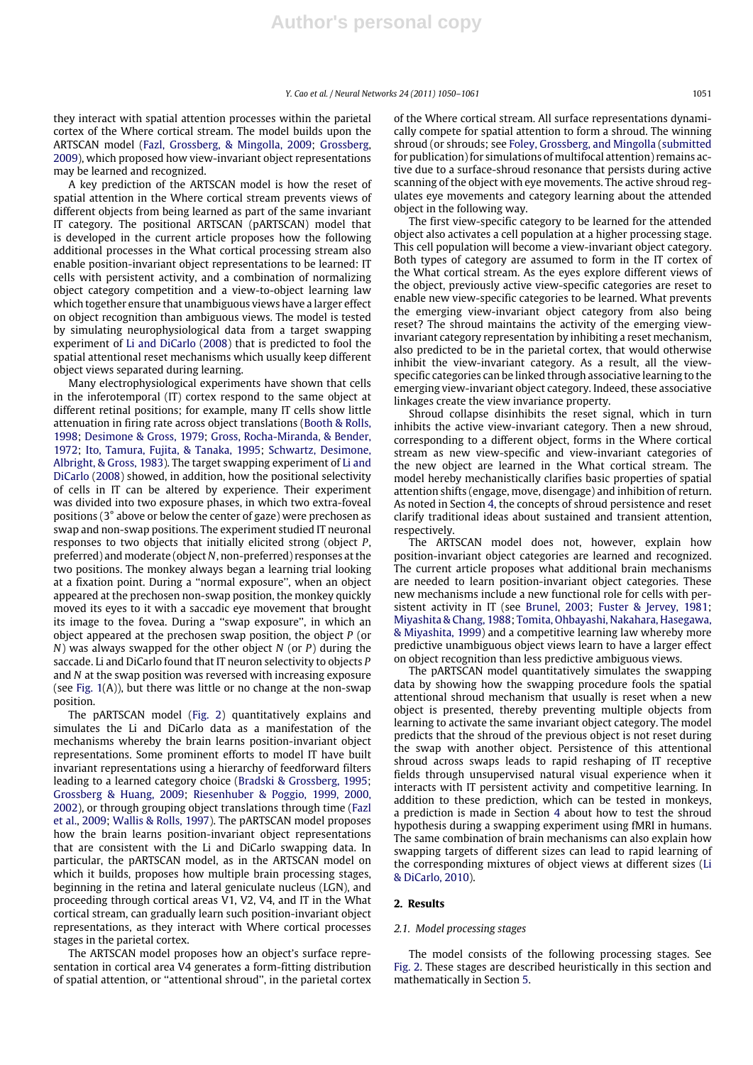they interact with spatial attention processes within the parietal cortex of the Where cortical stream. The model builds upon the ARTSCAN model (Fazl, Grossberg, & Mingolla, 2009; Grossberg, 2009), which proposed how view-invariant object representations may be learned and recognized.

A key prediction of the ARTSCAN model is how the reset of spatial attention in the Where cortical stream prevents views of different objects from being learned as part of the same invariant IT category. The positional ARTSCAN (pARTSCAN) model that is developed in the current article proposes how the following additional processes in the What cortical processing stream also enable position-invariant object representations to be learned: IT cells with persistent activity, and a combination of normalizing object category competition and a view-to-object learning law which together ensure that unambiguous views have a larger effect on object recognition than ambiguous views. The model is tested by simulating neurophysiological data from a target swapping experiment of Li and DiCarlo (2008) that is predicted to fool the spatial attentional reset mechanisms which usually keep different object views separated during learning.

Many electrophysiological experiments have shown that cells in the inferotemporal (IT) cortex respond to the same object at different retinal positions; for example, many IT cells show little attenuation in firing rate across object translations (Booth & Rolls, 1998; Desimone & Gross, 1979; Gross, Rocha-Miranda, & Bender, 1972; Ito, Tamura, Fujita, & Tanaka, 1995; Schwartz, Desimone, Albright, & Gross, 1983). The target swapping experiment of Li and DiCarlo (2008) showed, in addition, how the positional selectivity of cells in IT can be altered by experience. Their experiment was divided into two exposure phases, in which two extra-foveal positions (3° above or below the center of gaze) were prechosen as swap and non-swap positions. The experiment studied IT neuronal responses to two objects that initially elicited strong (object *P*, preferred) and moderate (object *N*, non-preferred) responses at the two positions. The monkey always began a learning trial looking at a fixation point. During a "normal exposure", when an object appeared at the prechosen non-swap position, the monkey quickly moved its eyes to it with a saccadic eye movement that brought its image to the fovea. During a "swap exposure", in which an object appeared at the prechosen swap position, the object *P* (or *N*) was always swapped for the other object *N* (or *P*) during the saccade. Li and DiCarlo found that IT neuron selectivity to objects *P* and *N* at the swap position was reversed with increasing exposure (see Fig. 1(A)), but there was little or no change at the non-swap position.

The pARTSCAN model (Fig. 2) quantitatively explains and simulates the Li and DiCarlo data as a manifestation of the mechanisms whereby the brain learns position-invariant object representations. Some prominent efforts to model IT have built invariant representations using a hierarchy of feedforward filters leading to a learned category choice (Bradski & Grossberg, 1995; Grossberg & Huang, 2009; Riesenhuber & Poggio, 1999, 2000, 2002), or through grouping object translations through time (Fazl et al., 2009; Wallis & Rolls, 1997). The pARTSCAN model proposes how the brain learns position-invariant object representations that are consistent with the Li and DiCarlo swapping data. In particular, the pARTSCAN model, as in the ARTSCAN model on which it builds, proposes how multiple brain processing stages, beginning in the retina and lateral geniculate nucleus (LGN), and proceeding through cortical areas V1, V2, V4, and IT in the What cortical stream, can gradually learn such position-invariant object representations, as they interact with Where cortical processes stages in the parietal cortex.

The ARTSCAN model proposes how an object's surface representation in cortical area V4 generates a form-fitting distribution of spatial attention, or "attentional shroud", in the parietal cortex of the Where cortical stream. All surface representations dynamically compete for spatial attention to form a shroud. The winning shroud (or shrouds; see Foley, Grossberg, and Mingolla (submitted for publication) for simulations of multifocal attention) remains active due to a surface-shroud resonance that persists during active scanning of the object with eye movements. The active shroud regulates eye movements and category learning about the attended object in the following way.

The first view-specific category to be learned for the attended object also activates a cell population at a higher processing stage. This cell population will become a view-invariant object category. Both types of category are assumed to form in the IT cortex of the What cortical stream. As the eyes explore different views of the object, previously active view-specific categories are reset to enable new view-specific categories to be learned. What prevents the emerging view-invariant object category from also being reset? The shroud maintains the activity of the emerging view-invariant category representation by inhibiting a reset mechanism, also predicted to be in the parietal cortex, that would otherwise inhibit the view-invariant category. As a result, all the view-specific categories can be linked through associative learning to the emerging view-invariant object category. Indeed, these associative linkages create the view invariance property.

Shroud collapse disinhibits the reset signal, which in turn inhibits the active view-invariant category. Then a new shroud, corresponding to a different object, forms in the Where cortical stream as new view-specific and view-invariant categories of the new object are learned in the What cortical stream. The model hereby mechanistically clarifies basic properties of spatial attention shifts (engage, move, disengage) and inhibition of return. As noted in Section 4, the concepts of shroud persistence and reset clarify traditional ideas about sustained and transient attention, respectively.

The ARTSCAN model does not, however, explain how position-invariant object categories are learned and recognized. The current article proposes what additional brain mechanisms are needed to learn position-invariant object categories. These new mechanisms include a new functional role for cells with persistent activity in IT (see Brunel, 2003; Fuster & Jervey, 1981; Miyashita & Chang, 1988; Tomita, Ohbayashi, Nakahara, Hasegawa, & Miyashita, 1999) and a competitive learning law whereby more predictive unambiguous object views learn to have a larger effect on object recognition than less predictive ambiguous views.

The pARTSCAN model quantitatively simulates the swapping data by showing how the swapping procedure fools the spatial attentional shroud mechanism that usually is reset when a new object is presented, thereby preventing multiple objects from learning to activate the same invariant object category. The model predicts that the shroud of the previous object is not reset during the swap with another object. Persistence of this attentional shroud across swaps leads to rapid reshaping of IT receptive fields through unsupervised natural visual experience when it interacts with IT persistent activity and competitive learning. In addition to these prediction, which can be tested in monkeys, a prediction is made in Section 4 about how to test the shroud hypothesis during a swapping experiment using fMRI in humans. The same combination of brain mechanisms can also explain how swapping targets of different sizes can lead to rapid learning of the corresponding mixtures of object views at different sizes (Li & DiCarlo, 2010).

## 2. Results

### 2.1. Model processing stages

The model consists of the following processing stages. See Fig. 2. These stages are described heuristically in this section and mathematically in Section 5.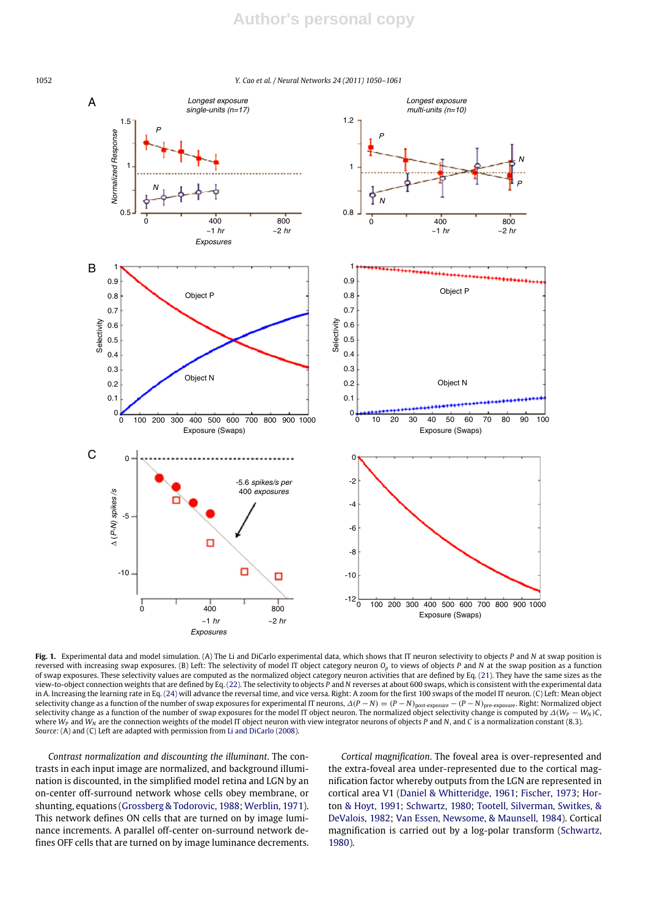**Fig. 1.** Experimental data and model simulation. (A) The Li and DiCarlo experimental data, which shows that IT neuron selectivity to objects $P$ and $N$ at swap position is reversed with increasing swap exposures. (B) Left: The selectivity of model IT object category neuron $O_p$ to views of objects $P$ and $N$ at the swap position as a function of swap exposures. These selectivity values are computed as the normalized object category neuron activities that are defined by Eq. (21). They have the same sizes as the view-to-object connection weights that are defined by Eq. (22). The selectivity to objects $P$ and $N$ reverses at about 600 swaps, which is consistent with the experimental data in A. Increasing the learning rate in Eq. (24) will advance the reversal time, and vice versa. Right: A zoom for the first 100 swaps of the model IT neuron. (C) Left: Mean object selectivity change as a function of the number of swap exposures for experimental IT neurons, $\Delta(P-N) = (P-N)_{\text{post-exposure}} - (P-N)_{\text{pre-exposure}}$. Right: Normalized object selectivity change as a function of the number of swap exposures for the model IT object neuron. The normalized object selectivity change is computed by $\Delta(W_P - W_N)C$, where $W_P$ and $W_N$ are the connection weights of the model IT object neuron with view integrator neurons of objects $P$ and $N$, and $C$ is a normalization constant (8.3).
*Source:* (A) and (C) Left are adapted with permission from Li and DiCarlo (2008).

*Contrast normalization and discounting the illuminant.* The contrasts in each input image are normalized, and background illumination is discounted, in the simplified model retina and LGN by an on-center off-surround network whose cells obey membrane, or shunting, equations (Grossberg & Todorovic, 1988; Werblin, 1971). This network defines ON cells that are turned on by image luminance increments. A parallel off-center on-surround network defines OFF cells that are turned on by image luminance decrements.

*Cortical magnification.* The foveal area is over-represented and the extra-foveal area under-represented due to the cortical magnification factor whereby outputs from the LGN are represented in cortical area V1 (Daniel & Whitteridge, 1961; Fischer, 1973; Horton & Hoyt, 1991; Schwartz, 1980; Tootell, Silverman, Switkes, & DeValois, 1982; Van Essen, Newsome, & Maunsell, 1984). Cortical magnification is carried out by a log-polar transform (Schwartz, 1980).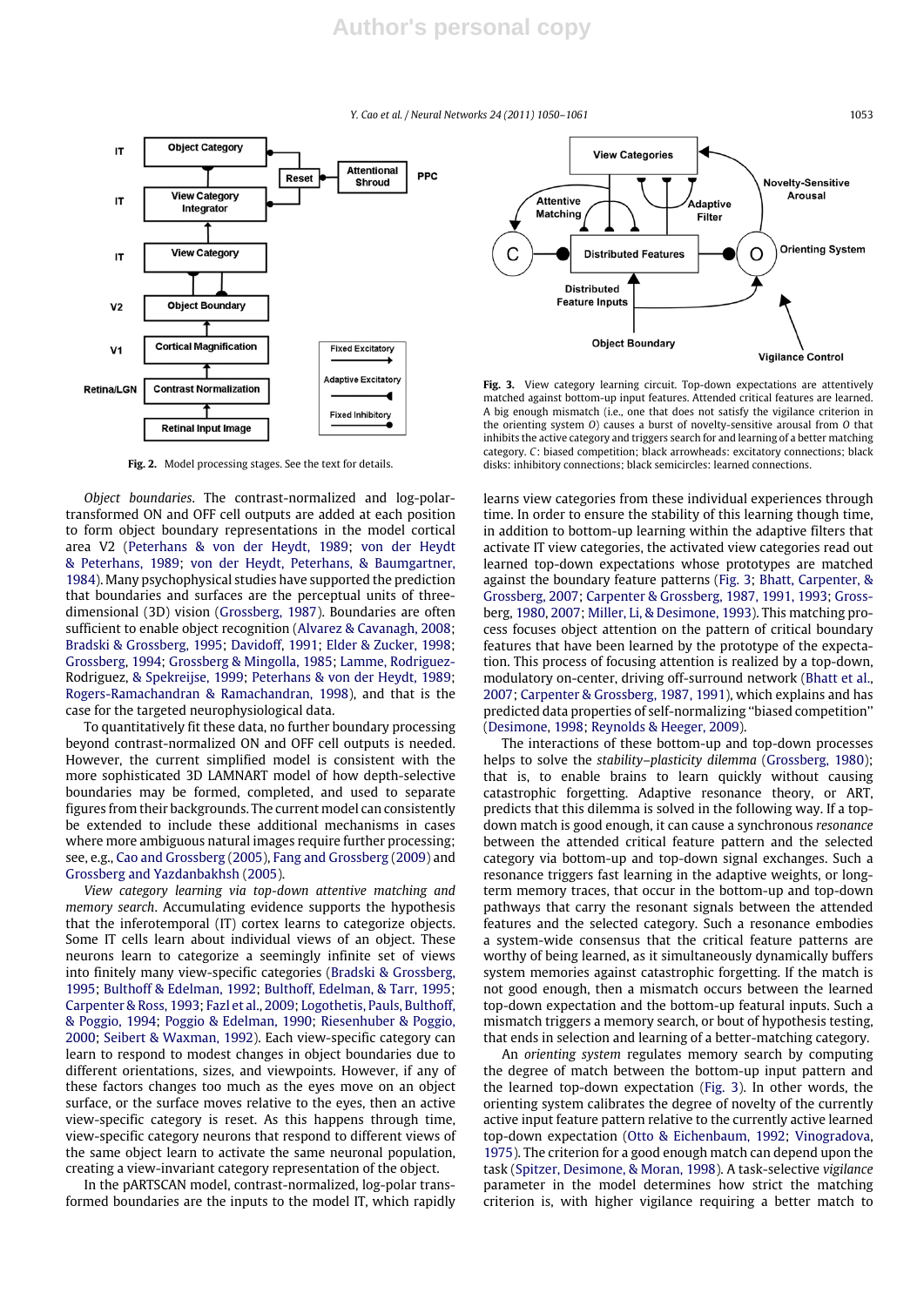Fig. 2. Model processing stages. See the text for details.

Fig. 3. View category learning circuit. Top-down expectations are attentively matched against bottom-up input features. Attended critical features are learned. A big enough mismatch (i.e., one that does not satisfy the vigilance criterion in the orienting system $O$) causes a burst of novelty-sensitive arousal from $O$ that inhibits the active category and triggers search for and learning of a better matching category. $C$: biased competition; black arrowheads: excitatory connections; black disks: inhibitory connections; black semicircles: learned connections.

*Object boundaries*. The contrast-normalized and log-polar-transformed ON and OFF cell outputs are added at each position to form object boundary representations in the model cortical area V2 (Peterhans & von der Heydt, 1989; von der Heydt & Peterhans, 1989; von der Heydt, Peterhans, & Baumgartner, 1984). Many psychophysical studies have supported the prediction that boundaries and surfaces are the perceptual units of three-dimensional (3D) vision (Grossberg, 1987). Boundaries are often sufficient to enable object recognition (Alvarez & Cavanagh, 2008; Bradski & Grossberg, 1995; Davidoff, 1991; Elder & Zucker, 1998; Grossberg, 1994; Grossberg & Mingolla, 1985; Lamme, Rodriguez-Rodriguez, & Spekreijse, 1999; Peterhans & von der Heydt, 1989; Rogers-Ramachandran & Ramachandran, 1998), and that is the case for the targeted neurophysiological data.

To quantitatively fit these data, no further boundary processing beyond contrast-normalized ON and OFF cell outputs is needed. However, the current simplified model is consistent with the more sophisticated 3D LAMNART model of how depth-selective boundaries may be formed, completed, and used to separate figures from their backgrounds. The current model can consistently be extended to include these additional mechanisms in cases where more ambiguous natural images require further processing; see, e.g., Cao and Grossberg (2005), Fang and Grossberg (2009) and Grossberg and Yazdanbakhsh (2005).

*View category learning via top-down attentive matching and memory search*. Accumulating evidence supports the hypothesis that the inferotemporal (IT) cortex learns to categorize objects. Some IT cells learn about individual views of an object. These neurons learn to categorize a seemingly infinite set of views into finitely many view-specific categories (Bradski & Grossberg, 1995; Bulthoff & Edelman, 1992; Bulthoff, Edelman, & Tarr, 1995; Carpenter & Ross, 1993; Fazl et al., 2009; Logothetis, Pauls, Bulthoff, & Poggio, 1994; Poggio & Edelman, 1990; Riesenhuber & Poggio, 2000; Seibert & Waxman, 1992). Each view-specific category can learn to respond to modest changes in object boundaries due to different orientations, sizes, and viewpoints. However, if any of these factors changes too much as the eyes move on an object surface, or the surface moves relative to the eyes, then an active view-specific category is reset. As this happens through time, view-specific category neurons that respond to different views of the same object learn to activate the same neuronal population, creating a view-invariant category representation of the object.

In the pARTSCAN model, contrast-normalized, log-polar transformed boundaries are the inputs to the model IT, which rapidly learns view categories from these individual experiences through time. In order to ensure the stability of this learning though time, in addition to bottom-up learning within the adaptive filters that activate IT view categories, the activated view categories read out learned top-down expectations whose prototypes are matched against the boundary feature patterns (Fig. 3; Bhatt, Carpenter, & Grossberg, 2007; Carpenter & Grossberg, 1987, 1991, 1993; Grossberg, 1980, 2007; Miller, Li, & Desimone, 1993). This matching process focuses object attention on the pattern of critical boundary features that have been learned by the prototype of the expectation. This process of focusing attention is realized by a top-down, modulatory on-center, driving off-surround network (Bhatt et al., 2007; Carpenter & Grossberg, 1987, 1991), which explains and has predicted data properties of self-normalizing "biased competition" (Desimone, 1998; Reynolds & Heeger, 2009).

The interactions of these bottom-up and top-down processes helps to solve the *stability–plasticity dilemma* (Grossberg, 1980); that is, to enable brains to learn quickly without causing catastrophic forgetting. Adaptive resonance theory, or ART, predicts that this dilemma is solved in the following way. If a top-down match is good enough, it can cause a synchronous *resonance* between the attended critical feature pattern and the selected category via bottom-up and top-down signal exchanges. Such a resonance triggers fast learning in the adaptive weights, or long-term memory traces, that occur in the bottom-up and top-down pathways that carry the resonant signals between the attended features and the selected category. Such a resonance embodies a system-wide consensus that the critical feature patterns are worthy of being learned, as it simultaneously dynamically buffers system memories against catastrophic forgetting. If the match is not good enough, then a mismatch occurs between the learned top-down expectation and the bottom-up featural inputs. Such a mismatch triggers a memory search, or bout of hypothesis testing, that ends in selection and learning of a better-matching category.

An *orienting system* regulates memory search by computing the degree of match between the bottom-up input pattern and the learned top-down expectation (Fig. 3). In other words, the orienting system calibrates the degree of novelty of the currently active input feature pattern relative to the currently active learned top-down expectation (Otto & Eichenbaum, 1992; Vinogradova, 1975). The criterion for a good enough match can depend upon the task (Spitzer, Desimone, & Moran, 1998). A task-selective *vigilance* parameter in the model determines how strict the matching criterion is, with higher vigilance requiring a better match to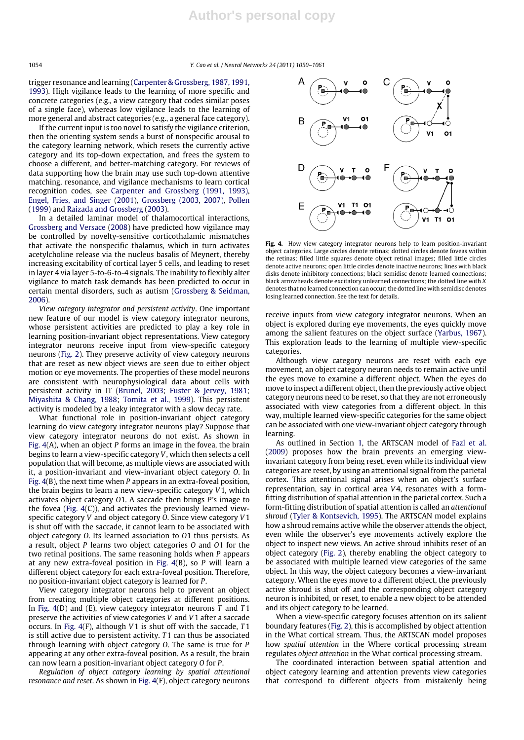trigger resonance and learning (Carpenter & Grossberg, 1987, 1991, 1993). High vigilance leads to the learning of more specific and concrete categories (e.g., a view category that codes similar poses of a single face), whereas low vigilance leads to the learning of more general and abstract categories (e.g., a general face category).

If the current input is too novel to satisfy the vigilance criterion, then the orienting system sends a burst of nonspecific arousal to the category learning network, which resets the currently active category and its top-down expectation, and frees the system to choose a different, and better-matching category. For reviews of data supporting how the brain may use such top-down attentive matching, resonance, and vigilance mechanisms to learn cortical recognition codes, see Carpenter and Grossberg (1991, 1993), Engel, Fries, and Singer (2001), Grossberg (2003, 2007), Pollen (1999) and Raizada and Grossberg (2003).

In a detailed laminar model of thalamocortical interactions, Grossberg and Versace (2008) have predicted how vigilance may be controlled by novelty-sensitive corticothalamic mismatches that activate the nonspecific thalamus, which in turn activates acetylcholine release via the nucleus basalis of Meynert, thereby increasing excitability of cortical layer 5 cells, and leading to reset in layer 4 via layer 5-to-6-to-4 signals. The inability to flexibly alter vigilance to match task demands has been predicted to occur in certain mental disorders, such as autism (Grossberg & Seidman, 2006).

*View category integrator and persistent activity*. One important new feature of our model is view category integrator neurons, whose persistent activities are predicted to play a key role in learning position-invariant object representations. View category integrator neurons receive input from view-specific category neurons (Fig. 2). They preserve activity of view category neurons that are reset as new object views are seen due to either object motion or eye movements. The properties of these model neurons are consistent with neurophysiological data about cells with persistent activity in IT (Brunel, 2003; Fuster & Jervey, 1981; Miyashita & Chang, 1988; Tomita et al., 1999). This persistent activity is modeled by a leaky integrator with a slow decay rate.

What functional role in position-invariant object category learning do view category integrator neurons play? Suppose that view category integrator neurons do not exist. As shown in Fig. 4(A), when an object $P$ forms an image in the fovea, the brain begins to learn a view-specific category $V$, which then selects a cell population that will become, as multiple views are associated with it, a position-invariant and view-invariant object category $O$. In Fig. 4(B), the next time when $P$ appears in an extra-foveal position, the brain begins to learn a new view-specific category $V1$, which activates object category $O1$. A saccade then brings $P$'s image to the fovea (Fig. 4(C)), and activates the previously learned view-specific category $V$ and object category $O$. Since view category $V1$ is shut off with the saccade, it cannot learn to be associated with object category $O$. Its learned association to $O1$ thus persists. As a result, object $P$ learns two object categories $O$ and $O1$ for the two retinal positions. The same reasoning holds when $P$ appears at any new extra-foveal position in Fig. 4(B), so $P$ will learn a different object category for each extra-foveal position. Therefore, no position-invariant object category is learned for $P$.

View category integrator neurons help to prevent an object from creating multiple object categories at different positions. In Fig. 4(D) and (E), view category integrator neurons $T$ and $T1$ preserve the activities of view categories $V$ and $V1$ after a saccade occurs. In Fig. 4(F), although $V1$ is shut off with the saccade, $T1$ is still active due to persistent activity. $T1$ can thus be associated through learning with object category $O$. The same is true for $P$ appearing at any other extra-foveal position. As a result, the brain can now learn a position-invariant object category $O$ for $P$.

*Regulation of object category learning by spatial attentional resonance and reset*. As shown in Fig. 4(F), object category neurons receive inputs from view category integrator neurons. When an object is explored during eye movements, the eyes quickly move among the salient features on the object surface (Yarbus, 1967). This exploration leads to the learning of multiple view-specific categories.

**Fig. 4.** How view category integrator neurons help to learn position-invariant object categories. Large circles denote retinas; dotted circles denote foveas within the retinas; filled little squares denote object retinal images; filled little circles denote active neurons; open little circles denote inactive neurons; lines with black disks denote inhibitory connections; black semidisc denote learned connections; black arrowheads denote excitatory unlearned connections; the dotted line with $X$ denotes that no learned connection can occur; the dotted line with semidisc denotes losing learned connection. See the text for details.

Although view category neurons are reset with each eye movement, an object category neuron needs to remain active until the eyes move to examine a different object. When the eyes do move to inspect a different object, then the previously active object category neurons need to be reset, so that they are not erroneously associated with view categories from a different object. In this way, multiple learned view-specific categories for the same object can be associated with one view-invariant object category through learning.

As outlined in Section 1, the ARTSCAN model of Fazl et al. (2009) proposes how the brain prevents an emerging view-invariant category from being reset, even while its individual view categories are reset, by using an attentional signal from the parietal cortex. This attentional signal arises when an object's surface representation, say in cortical area $V4$, resonates with a form-fitting distribution of spatial attention in the parietal cortex. Such a form-fitting distribution of spatial attention is called an *attentional shroud* (Tyler & Kontsevich, 1995). The ARTSCAN model explains how a shroud remains active while the observer attends the object, even while the observer's eye movements actively explore the object to inspect new views. An active shroud inhibits reset of an object category (Fig. 2), thereby enabling the object category to be associated with multiple learned view categories of the same object. In this way, the object category becomes a view-invariant category. When the eyes move to a different object, the previously active shroud is shut off and the corresponding object category is inhibited, or reset, to enable a new object to be attended and its object category to be learned.

When a view-specific category focuses attention on its salient boundary features (Fig. 2), this is accomplished by object attention in the What cortical stream. Thus, the ARTSCAN model proposes how *spatial attention* in the Where cortical processing stream regulates *object attention* in the What cortical processing stream.

The coordinated interaction between spatial attention and object category learning and attention prevents view categories that correspond to different objects from mistakenly being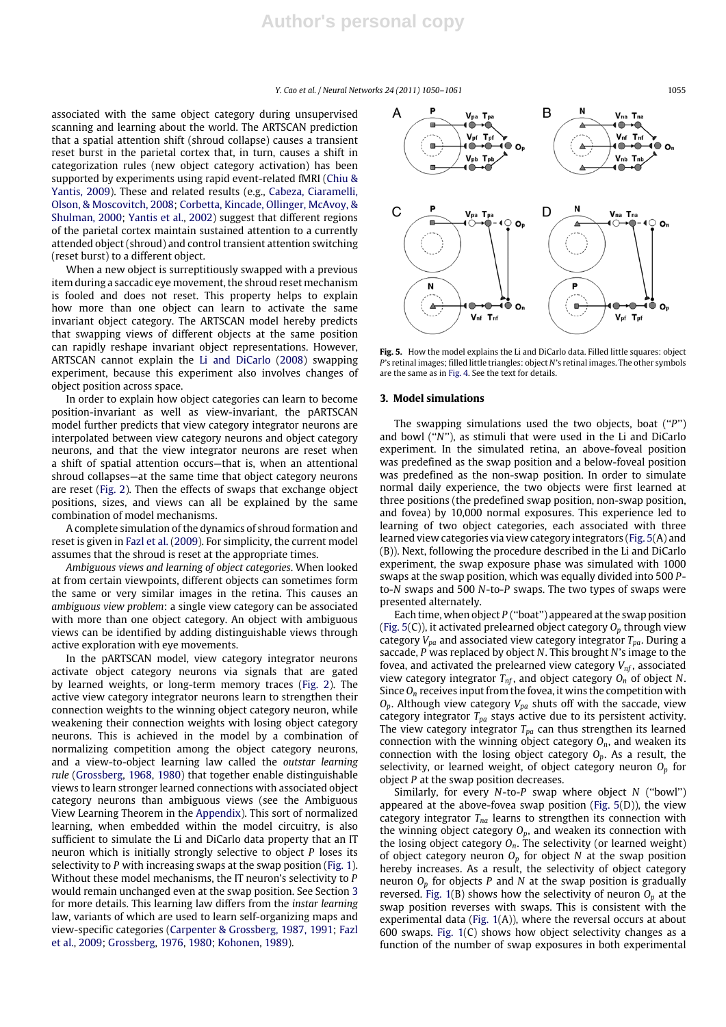associated with the same object category during unsupervised scanning and learning about the world. The ARTSCAN prediction that a spatial attention shift (shroud collapse) causes a transient reset burst in the parietal cortex that, in turn, causes a shift in categorization rules (new object category activation) has been supported by experiments using rapid event-related fMRI (Chiu & Yantis, 2009). These and related results (e.g., Cabeza, Ciaramelli, Olson, & Moscovitch, 2008; Corbetta, Kincade, Ollinger, McAvoy, & Shulman, 2000; Yantis et al., 2002) suggest that different regions of the parietal cortex maintain sustained attention to a currently attended object (shroud) and control transient attention switching (reset burst) to a different object.

When a new object is surreptitiously swapped with a previous item during a saccadic eye movement, the shroud reset mechanism is fooled and does not reset. This property helps to explain how more than one object can learn to activate the same invariant object category. The ARTSCAN model hereby predicts that swapping views of different objects at the same position can rapidly reshape invariant object representations. However, ARTSCAN cannot explain the Li and DiCarlo (2008) swapping experiment, because this experiment also involves changes of object position across space.

In order to explain how object categories can learn to become position-invariant as well as view-invariant, the pARTSCAN model further predicts that view category integrator neurons are interpolated between view category neurons and object category neurons, and that the view integrator neurons are reset when a shift of spatial attention occurs—that is, when an attentional shroud collapses—at the same time that object category neurons are reset (Fig. 2). Then the effects of swaps that exchange object positions, sizes, and views can all be explained by the same combination of model mechanisms.

A complete simulation of the dynamics of shroud formation and reset is given in Fazl et al. (2009). For simplicity, the current model assumes that the shroud is reset at the appropriate times.

*Ambiguous views and learning of object categories*. When looked at from certain viewpoints, different objects can sometimes form the same or very similar images in the retina. This causes an *ambiguous view problem*: a single view category can be associated with more than one object category. An object with ambiguous views can be identified by adding distinguishable views through active exploration with eye movements.

In the pARTSCAN model, view category integrator neurons activate object category neurons via signals that are gated by learned weights, or long-term memory traces (Fig. 2). The active view category integrator neurons learn to strengthen their connection weights to the winning object category neuron, while weakening their connection weights with losing object category neurons. This is achieved in the model by a combination of normalizing competition among the object category neurons, and a view-to-object learning law called the *outstar learning rule* (Grossberg, 1968, 1980) that together enable distinguishable views to learn stronger learned connections with associated object category neurons than ambiguous views (see the Ambiguous View Learning Theorem in the Appendix). This sort of normalized learning, when embedded within the model circuitry, is also sufficient to simulate the Li and DiCarlo data property that an IT neuron which is initially strongly selective to object $P$ loses its selectivity to $P$ with increasing swaps at the swap position (Fig. 1). Without these model mechanisms, the IT neuron's selectivity to $P$ would remain unchanged even at the swap position. See Section 3 for more details. This learning law differs from the *instar learning* law, variants of which are used to learn self-organizing maps and view-specific categories (Carpenter & Grossberg, 1987, 1991; Fazl et al., 2009; Grossberg, 1976, 1980; Kohonen, 1989).

**Fig. 5.** How the model explains the Li and DiCarlo data. Filled little squares: object $P$'s retinal images; filled little triangles: object $N$'s retinal images. The other symbols are the same as in Fig. 4. See the text for details.

## 3. Model simulations

The swapping simulations used the two objects, boat ("$P$") and bowl ("$N$"), as stimuli that were used in the Li and DiCarlo experiment. In the simulated retina, an above-foveal position was predefined as the swap position and a below-foveal position was predefined as the non-swap position. In order to simulate normal daily experience, the two objects were first learned at three positions (the predefined swap position, non-swap position, and fovea) by 10,000 normal exposures. This experience led to learning of two object categories, each associated with three learned view categories via view category integrators (Fig. 5(A) and (B)). Next, following the procedure described in the Li and DiCarlo experiment, the swap exposure phase was simulated with 1000 swaps at the swap position, which was equally divided into 500 $P$-to-$N$ swaps and 500 $N$-to-$P$ swaps. The two types of swaps were presented alternately.

Each time object $P$ ("boat") appeared at the swap position (Fig. 5(C)), it activated prelearned object category $O_p$ through view category $V_{pa}$ and associated view category integrator $T_{pa}$. During a saccade, $P$ was replaced by object $N$. This brought $N$'s image to the fovea, and activated the prelearned view category $V_{nf}$, associated view category integrator $T_{nf}$, and object category $O_n$ of object $N$. Since $O_n$ receives input from the fovea, it wins the competition with $O_p$. Although view category $V_{pa}$ shuts off with the saccade, view category integrator $T_{pa}$ stays active due to its persistent activity. The view category integrator $T_{pa}$ can thus strengthen its learned connection with the winning object category $O_n$, and weaken its connection with the losing object category $O_p$. As a result, the selectivity, or learned weight, of object category neuron $O_p$ for object $P$ at the swap position decreases.

Similarly, for every $N$-to-$P$ swap where object $N$ ("bowl") appeared at the above-fovea swap position (Fig. 5(D)), the view category integrator $T_{na}$ learns to strengthen its connection with the winning object category $O_p$, and weaken its connection with the losing object category $O_n$. The selectivity (or learned weight) of object category neuron $O_p$ for object $N$ at the swap position hereby increases. As a result, the selectivity of object category neuron $O_p$ for objects $P$ and $N$ at the swap position is gradually reversed. Fig. 1(B) shows how the selectivity of neuron $O_p$ at the swap position reverses with swaps. This is consistent with the experimental data (Fig. 1(A)), where the reversal occurs at about 600 swaps. Fig. 1(C) shows how object selectivity changes as a function of the number of swap exposures in both experimental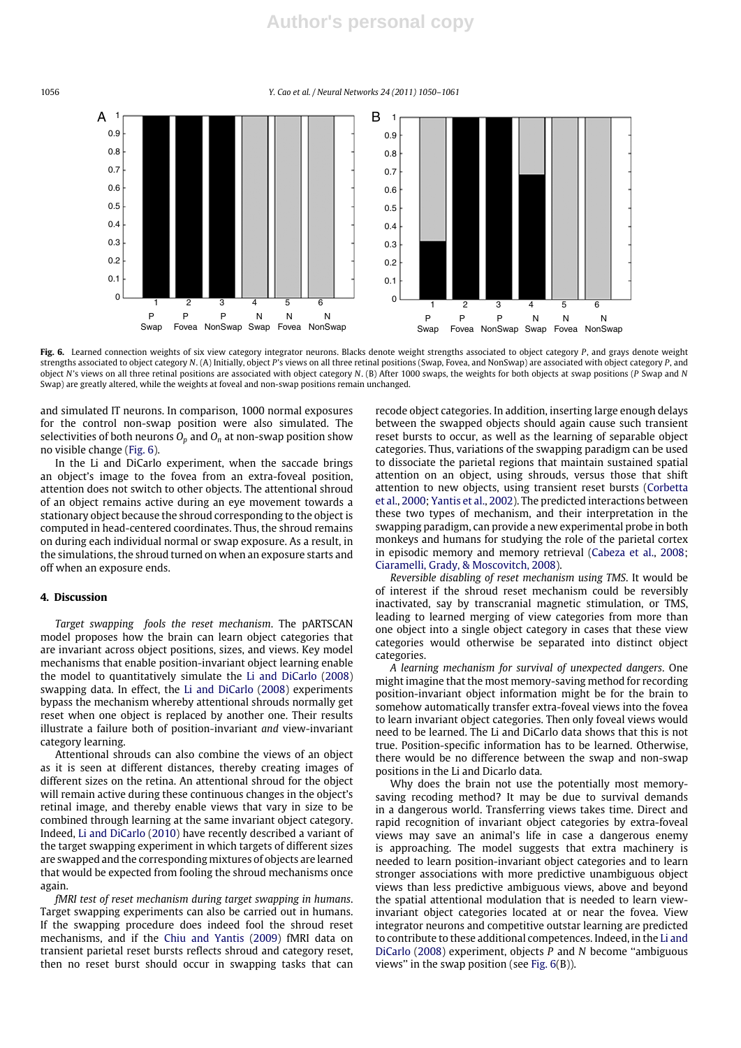A

1
0.9
0.8
0.7
0.6
0.5
0.4
0.3
0.2
0.1
0

1 P Swap
2 P Fovea
3 P NonSwap
4 N Swap
5 N Fovea
6 N NonSwap

B

1
0.9
0.8
0.7
0.6
0.5
0.4
0.3
0.2
0.1
0

1 P Swap
2 P Fovea
3 P NonSwap
4 N Swap
5 N Fovea
6 N NonSwap

**Fig. 6.** Learned connection weights of six view category integrator neurons. Blacks denote weight strengths associated to object category *P*, and grays denote weight strengths associated to object category *N*. (A) Initially, object *P*'s views on all three retinal positions (Swap, Fovea, and NonSwap) are associated with object category *P*, and object *N*'s views on all three retinal positions are associated with object category *N*. (B) After 1000 swaps, the weights for both objects at swap positions (*P* Swap and *N* Swap) are greatly altered, while the weights at foveal and non-swap positions remain unchanged.

and simulated IT neurons. In comparison, 1000 normal exposures for the control non-swap position were also simulated. The selectivities of both neurons $O_p$ and $O_n$ at non-swap position show no visible change (Fig. 6).

In the Li and DiCarlo experiment, when the saccade brings an object's image to the fovea from an extra-foveal position, attention does not switch to other objects. The attentional shroud of an object remains active during an eye movement towards a stationary object because the shroud corresponding to the object is computed in head-centered coordinates. Thus, the shroud remains on during each individual normal or swap exposure. As a result, in the simulations, the shroud turned on when an exposure starts and off when an exposure ends.

## 4. Discussion

*Target swapping fools the reset mechanism*. The pARTSCAN model proposes how the brain can learn object categories that are invariant across object positions, sizes, and views. Key model mechanisms that enable position-invariant object learning enable the model to quantitatively simulate the Li and DiCarlo (2008) swapping data. In effect, the Li and DiCarlo (2008) experiments bypass the mechanism whereby attentional shrouds normally get reset when one object is replaced by another one. Their results illustrate a failure both of position-invariant *and* view-invariant category learning.

Attentional shrouds can also combine the views of an object as it is seen at different distances, thereby creating images of different sizes on the retina. An attentional shroud for the object will remain active during these continuous changes in the object's retinal image, and thereby enable views that vary in size to be combined through learning at the same invariant object category. Indeed, Li and DiCarlo (2010) have recently described a variant of the target swapping experiment in which targets of different sizes are swapped and the corresponding mixtures of objects are learned that would be expected from fooling the shroud mechanisms once again.

*fMRI test of reset mechanism during target swapping in humans*. Target swapping experiments can also be carried out in humans. If the swapping procedure does indeed fool the shroud reset mechanisms, and if the Chiu and Yantis (2009) fMRI data on transient parietal reset bursts reflects shroud and category reset, then no reset burst should occur in swapping tasks that can recode object categories. In addition, inserting large enough delays between the swapped objects should again cause such transient reset bursts to occur, as well as the learning of separable object categories. Thus, variations of the swapping paradigm can be used to dissociate the parietal regions that maintain sustained spatial attention on an object, using shrouds, versus those that shift attention to new objects, using transient reset bursts (Corbetta et al., 2000; Yantis et al., 2002). The predicted interactions between these two types of mechanism, and their interpretation in the swapping paradigm, can provide a new experimental probe in both monkeys and humans for studying the role of the parietal cortex in episodic memory and memory retrieval (Cabeza et al., 2008; Ciaramelli, Grady, & Moscovitch, 2008).

*Reversible disabling of reset mechanism using TMS*. It would be of interest if the shroud reset mechanism could be reversibly inactivated, say by transcranial magnetic stimulation, or TMS, leading to learned merging of view categories from more than one object into a single object category in cases that these view categories would otherwise be separated into distinct object categories.

*A learning mechanism for survival of unexpected dangers*. One might imagine that the most memory-saving method for recording position-invariant object information might be for the brain to somehow automatically transfer extra-foveal views into the fovea to learn invariant object categories. Then only foveal views would need to be learned. The Li and DiCarlo data shows that this is not true. Position-specific information has to be learned. Otherwise, there would be no difference between the swap and non-swap positions in the Li and Dicarlo data.

Why does the brain not use the potentially most memory-saving recoding method? It may be due to survival demands in a dangerous world. Transferring views takes time. Direct and rapid recognition of invariant object categories by extra-foveal views may save an animal's life in case a dangerous enemy is approaching. The model suggests that extra machinery is needed to learn position-invariant object categories and to learn stronger associations with more predictive unambiguous object views than less predictive ambiguous views, above and beyond the spatial attentional modulation that is needed to learn view-invariant object categories located at or near the fovea. View integrator neurons and competitive outstar learning are predicted to contribute to these additional competences. Indeed, in the Li and DiCarlo (2008) experiment, objects *P* and *N* become "ambiguous views" in the swap position (see Fig. 6(B)).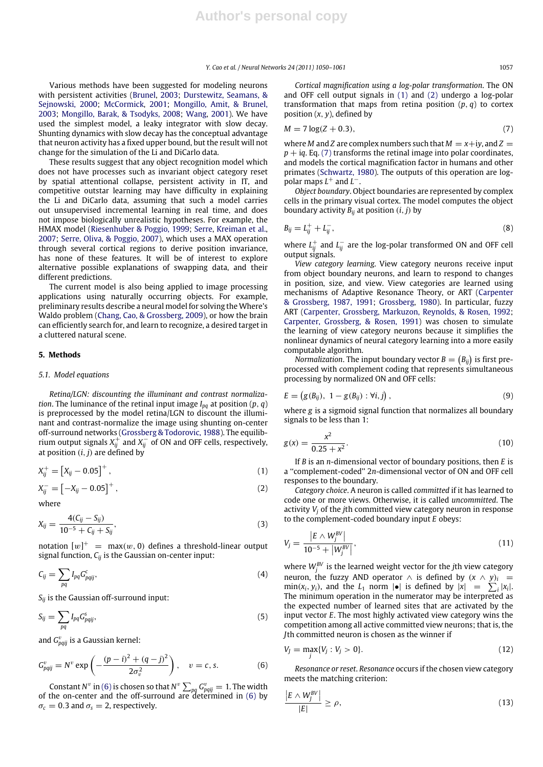Various methods have been suggested for modeling neurons with persistent activities (Brunel, 2003; Durstewitz, Seamans, & Sejnowski, 2000; McCormick, 2001; Mongillo, Amit, & Brunel, 2003; Mongillo, Barak, & Tsodyks, 2008; Wang, 2001). We have used the simplest model, a leaky integrator with slow decay. Shunting dynamics with slow decay has the conceptual advantage that neuron activity has a fixed upper bound, but the result will not change for the simulation of the Li and DiCarlo data.

These results suggest that any object recognition model which does not have processes such as invariant object category reset by spatial attentional collapse, persistent activity in IT, and competitive outstar learning may have difficulty in explaining the Li and DiCarlo data, assuming that such a model carries out unsupervised incremental learning in real time, and does not impose biologically unrealistic hypotheses. For example, the HMAX model (Riesenhuber & Poggio, 1999; Serre, Kreiman et al., 2007; Serre, Oliva, & Poggio, 2007), which uses a MAX operation through several cortical regions to derive position invariance, has none of these features. It will be of interest to explore alternative possible explanations of swapping data, and their different predictions.

The current model is also being applied to image processing applications using naturally occurring objects. For example, preliminary results describe a neural model for solving the Where's Waldo problem (Chang, Cao, & Grossberg, 2009), or how the brain can efficiently search for, and learn to recognize, a desired target in a cluttered natural scene.

## 5. Methods

### 5.1. Model equations

*Retina/LGN: discounting the illuminant and contrast normalization*. The luminance of the retinal input image $I_{pq}$ at position $(p, q)$ is preprocessed by the model retina/LGN to discount the illuminant and contrast-normalize the image using shunting on-center off-surround networks (Grossberg & Todorovic, 1988). The equilibrium output signals $X^+_{ij}$ and $X^-_{ij}$ of ON and OFF cells, respectively, at position $(i, j)$ are defined by

$$X^+_{ij} = \left[X_{ij} - 0.05\right]^+, \tag{1}$$

$$X^-_{ij} = \left[-X_{ij} - 0.05\right]^+, \tag{2}$$

where

$$X_{ij} = \frac{4(C_{ij} - S_{ij})}{10^{-5} + C_{ij} + S_{ij}}, \tag{3}$$

notation $[w]^+ = \max(w, 0)$ defines a threshold-linear output signal function, $C_{ij}$ is the Gaussian on-center input:

$$C_{ij} = \sum_{pq} I_{pq} G^c_{pqij}, \tag{4}$$

$S_{ij}$ is the Gaussian off-surround input:

$$S_{ij} = \sum_{pq} I_{pq} G^s_{pqij}, \tag{5}$$

and $G^v_{pqij}$ is a Gaussian kernel:

$$G^v_{pqij} = N^v \exp\left(-\frac{(p-i)^2 + (q-j)^2}{2\sigma_v^2}\right), \quad v = c, s. \tag{6}$$

Constant $N^v$ in (6) is chosen so that $N^v \sum_{pq} G^v_{pqij} = 1$. The width of the on-center and the off-surround are determined in (6) by $\sigma_c = 0.3$ and $\sigma_s = 2$, respectively.

*Cortical magnification using a log-polar transformation*. The ON and OFF cell output signals in (1) and (2) undergo a log-polar transformation that maps from retina position $(p, q)$ to cortex position $(x, y)$, defined by

$$M = 7\log(Z + 0.3), \tag{7}$$

where $M$ and $Z$ are complex numbers such that $M = x + iy$, and $Z = p + iq$. Eq. (7) transforms the retinal image into polar coordinates, and models the cortical magnification factor in humans and other primates (Schwartz, 1980). The outputs of this operation are log-polar maps $L^+$ and $L^-$.

*Object boundary*. Object boundaries are represented by complex cells in the primary visual cortex. The model computes the object boundary activity $B_{ij}$ at position $(i, j)$ by

$$B_{ij} = L^+_{ij} + L^-_{ij}, \tag{8}$$

where $L^+_{ij}$ and $L^-_{ij}$ are the log-polar transformed ON and OFF cell output signals.

*View category learning*. View category neurons receive input from object boundary neurons, and learn to respond to changes in position, size, and view. View categories are learned using mechanisms of Adaptive Resonance Theory, or ART (Carpenter & Grossberg, 1987, 1991; Grossberg, 1980). In particular, fuzzy ART (Carpenter, Grossberg, Markuzon, Reynolds, & Rosen, 1992; Carpenter, Grossberg, & Rosen, 1991) was chosen to simulate the learning of view category neurons because it simplifies the nonlinear dynamics of neural category learning into a more easily computable algorithm.

*Normalization*. The input boundary vector $B = (B_{ij})$ is first preprocessed with complement coding that represents simultaneous processing by normalized ON and OFF cells:

$$E = \left(g(B_{ij}),\ 1 - g(B_{ij}) : \forall i, j\right), \tag{9}$$

where $g$ is a sigmoid signal function that normalizes all boundary signals to be less than 1:

$$g(x) = \frac{x^2}{0.25 + x^2}. \tag{10}$$

If $B$ is an $n$-dimensional vector of boundary positions, then $E$ is a "complement-coded" $2n$-dimensional vector of ON and OFF cell responses to the boundary.

*Category choice*. A neuron is called *committed* if it has learned to code one or more views. Otherwise, it is called *uncommitted*. The activity $V_j$ of the $j$th committed view category neuron in response to the complement-coded boundary input $E$ obeys:

$$V_j = \frac{\left|E \wedge W^{BV}_j\right|}{10^{-5} + \left|W^{BV}_j\right|}, \tag{11}$$

where $W^{BV}_j$ is the learned weight vector for the $j$th view category neuron, the fuzzy AND operator $\wedge$ is defined by $(x \wedge y)_i = \min(x_i, y_i)$, and the $L_1$ norm $|\bullet|$ is defined by $|x| = \sum_i |x_i|$. The minimum operation in the numerator may be interpreted as the expected number of learned sites that are activated by the input vector $E$. The most highly activated view category wins the competition among all active committed view neurons; that is, the $J$th committed neuron is chosen as the winner if

$$V_J = \max_j \{V_j : V_j > 0\}. \tag{12}$$

*Resonance or reset*. *Resonance* occurs if the chosen view category meets the matching criterion:

$$\frac{\left|E \wedge W^{BV}_J\right|}{|E|} \geq \rho, \tag{13}$$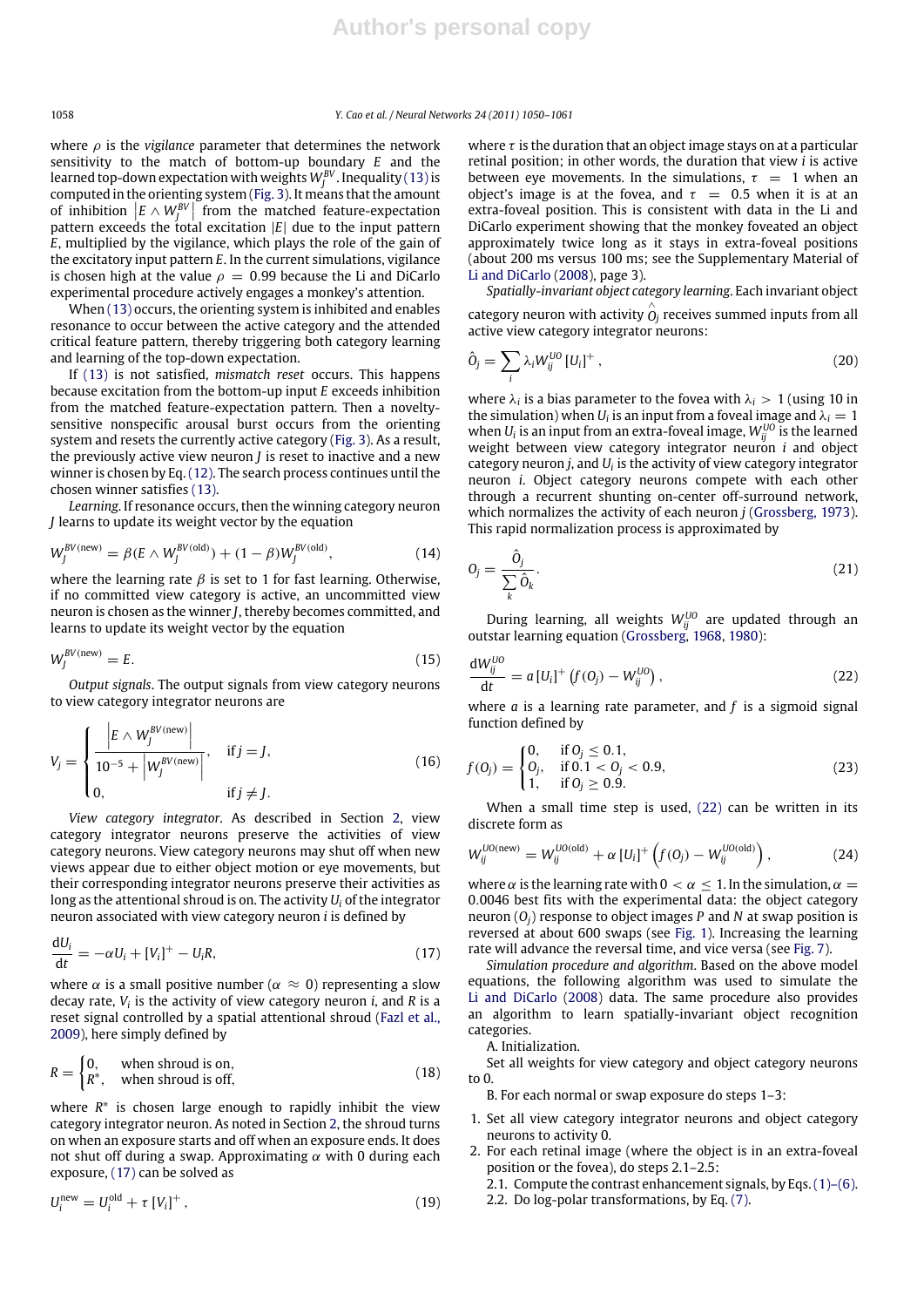where $\rho$ is the *vigilance* parameter that determines the network sensitivity to the match of bottom-up boundary $E$ and the learned top-down expectation with weights $W_J^{BV}$. Inequality (13) is computed in the orienting system (Fig. 3). It means that the amount of inhibition $\left|E \wedge W_J^{BV}\right|$ from the matched feature-expectation pattern exceeds the total excitation $|E|$ due to the input pattern $E$, multiplied by the vigilance, which plays the role of the gain of the excitatory input pattern $E$. In the current simulations, vigilance is chosen high at the value $\rho = 0.99$ because the Li and DiCarlo experimental procedure actively engages a monkey's attention.

When (13) occurs, the orienting system is inhibited and enables resonance to occur between the active category and the attended critical feature pattern, thereby triggering both category learning and learning of the top-down expectation.

If (13) is not satisfied, *mismatch reset* occurs. This happens because excitation from the bottom-up input $E$ exceeds inhibition from the matched feature-expectation pattern. Then a novelty-sensitive nonspecific arousal burst occurs from the orienting system and resets the currently active category (Fig. 3). As a result, the previously active view neuron $J$ is reset to inactive and a new winner is chosen by Eq. (12). The search process continues until the chosen winner satisfies (13).

*Learning*. If resonance occurs, then the winning category neuron $J$ learns to update its weight vector by the equation

$$W_J^{BV(\text{new})} = \beta(E \wedge W_J^{BV(\text{old})}) + (1 - \beta)W_J^{BV(\text{old})}, \tag{14}$$

where the learning rate $\beta$ is set to 1 for fast learning. Otherwise, if no committed view category is active, an uncommitted view neuron is chosen as the winner $J$, thereby becomes committed, and learns to update its weight vector by the equation

$$W_J^{BV(\text{new})} = E. \tag{15}$$

*Output signals*. The output signals from view category neurons to view category integrator neurons are

$$V_j = \begin{cases} \dfrac{\left|E \wedge W_J^{BV(\text{new})}\right|}{10^{-5} + \left|W_J^{BV(\text{new})}\right|}, & \text{if } j = J, \\ 0, & \text{if } j \neq J. \end{cases} \tag{16}$$

*View category integrator*. As described in Section 2, view category integrator neurons preserve the activities of view category neurons. View category neurons may shut off when new views appear due to either object motion or eye movements, but their corresponding integrator neurons preserve their activities as long as the attentional shroud is on. The activity $U_i$ of the integrator neuron associated with view category neuron $i$ is defined by

$$\frac{dU_i}{dt} = -\alpha U_i + [V_i]^+ - U_i R, \tag{17}$$

where $\alpha$ is a small positive number ($\alpha \approx 0$) representing a slow decay rate, $V_i$ is the activity of view category neuron $i$, and $R$ is a reset signal controlled by a spatial attentional shroud (Fazl et al., 2009), here simply defined by

$$R = \begin{cases} 0, & \text{when shroud is on,} \\ R^*, & \text{when shroud is off,} \end{cases} \tag{18}$$

where $R^*$ is chosen large enough to rapidly inhibit the view category integrator neuron. As noted in Section 2, the shroud turns on when an exposure starts and off when an exposure ends. It does not shut off during a swap. Approximating $\alpha$ with 0 during each exposure, (17) can be solved as

$$U_i^{\text{new}} = U_i^{\text{old}} + \tau\,[V_i]^+, \tag{19}$$

where $\tau$ is the duration that an object image stays on at a particular retinal position; in other words, the duration that view $i$ is active between eye movements. In the simulations, $\tau = 1$ when an object's image is at the fovea, and $\tau = 0.5$ when it is at an extra-foveal position. This is consistent with data in the Li and DiCarlo experiment showing that the monkey foveated an object approximately twice long as it stays in extra-foveal positions (about 200 ms versus 100 ms; see the Supplementary Material of Li and DiCarlo (2008), page 3).

*Spatially-invariant object category learning*. Each invariant object category neuron with activity $\hat{O}_j$ receives summed inputs from all active view category integrator neurons:

$$\hat{O}_j = \sum_i \lambda_i W_{ij}^{UO}\,[U_i]^+, \tag{20}$$

where $\lambda_i$ is a bias parameter to the fovea with $\lambda_i > 1$ (using 10 in the simulation) when $U_i$ is an input from a foveal image and $\lambda_i = 1$ when $U_i$ is an input from an extra-foveal image, $W_{ij}^{UO}$ is the learned weight between view category integrator neuron $i$ and object category neuron $j$, and $U_i$ is the activity of view category integrator neuron $i$. Object category neurons compete with each other through a recurrent shunting on-center off-surround network, which normalizes the activity of each neuron $j$ (Grossberg, 1973). This rapid normalization process is approximated by

$$O_j = \frac{\hat{O}_j}{\sum_k \hat{O}_k}. \tag{21}$$

During learning, all weights $W_{ij}^{UO}$ are updated through an outstar learning equation (Grossberg, 1968, 1980):

$$\frac{dW_{ij}^{UO}}{dt} = a\,[U_i]^+ \left(f(O_j) - W_{ij}^{UO}\right), \tag{22}$$

where $a$ is a learning rate parameter, and $f$ is a sigmoid signal function defined by

$$f(O_j) = \begin{cases} 0, & \text{if } O_j \leq 0.1, \\ O_j, & \text{if } 0.1 < O_j < 0.9, \\ 1, & \text{if } O_j \geq 0.9. \end{cases} \tag{23}$$

When a small time step is used, (22) can be written in its discrete form as

$$W_{ij}^{UO(\text{new})} = W_{ij}^{UO(\text{old})} + \alpha\,[U_i]^+ \left(f(O_j) - W_{ij}^{UO(\text{old})}\right), \tag{24}$$

where $\alpha$ is the learning rate with $0 < \alpha \leq 1$. In the simulation, $\alpha = 0.0046$ best fits with the experimental data: the object category neuron ($O_j$) response to object images $P$ and $N$ at swap position is reversed at about 600 swaps (see Fig. 1). Increasing the learning rate will advance the reversal time, and vice versa (see Fig. 7).

*Simulation procedure and algorithm*. Based on the above model equations, the following algorithm was used to simulate the Li and DiCarlo (2008) data. The same procedure also provides an algorithm to learn spatially-invariant object recognition categories.

A. Initialization.

Set all weights for view category and object category neurons to 0.

B. For each normal or swap exposure do steps 1–3:

1. Set all view category integrator neurons and object category neurons to activity 0.
2. For each retinal image (where the object is in an extra-foveal position or the fovea), do steps 2.1–2.5:
   2.1. Compute the contrast enhancement signals, by Eqs. (1)–(6).
   2.2. Do log-polar transformations, by Eq. (7).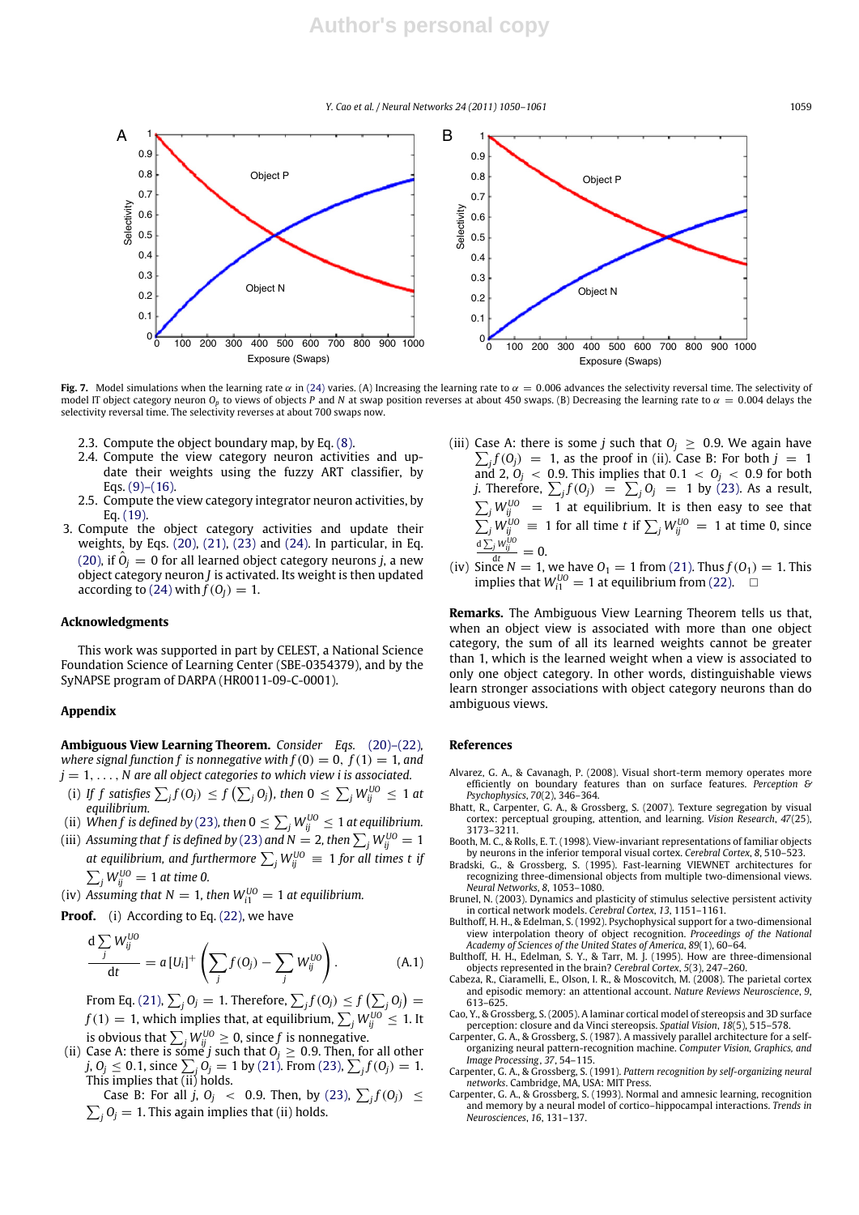**Fig. 7.** Model simulations when the learning rate $\alpha$ in (24) varies. (A) Increasing the learning rate to $\alpha = 0.006$ advances the selectivity reversal time. The selectivity of model IT object category neuron $O_p$ to views of objects $P$ and $N$ at swap position reverses at about 450 swaps. (B) Decreasing the learning rate to $\alpha = 0.004$ delays the selectivity reversal time. The selectivity reverses at about 700 swaps now.

2.3. Compute the object boundary map, by Eq. (8).

2.4. Compute the view category neuron activities and update their weights using the fuzzy ART classifier, by Eqs. (9)–(16).

2.5. Compute the view category integrator neuron activities, by Eq. (19).

3. Compute the object category activities and update their weights, by Eqs. (20), (21), (23) and (24). In particular, in Eq. (20), if $\hat{O}_j = 0$ for all learned object category neurons $j$, a new object category neuron $J$ is activated. Its weight is then updated according to (24) with $f(O_J) = 1$.

## Acknowledgments

This work was supported in part by CELEST, a National Science Foundation Science of Learning Center (SBE-0354379), and by the SyNAPSE program of DARPA (HR0011-09-C-0001).

## Appendix

**Ambiguous View Learning Theorem.** *Consider Eqs. (20)–(22), where signal function $f$ is nonnegative with $f(0) = 0$, $f(1) = 1$, and $j = 1, \ldots, N$ are all object categories to which view $i$ is associated.*

(i) *If $f$ satisfies $\sum_j f(O_j) \leq f\left(\sum_j O_j\right)$, then $0 \leq \sum_j W_{ij}^{UO} \leq 1$ at equilibrium.*

(ii) *When $f$ is defined by (23), then $0 \leq \sum_j W_{ij}^{UO} \leq 1$ at equilibrium.*

(iii) *Assuming that $f$ is defined by (23) and $N = 2$, then $\sum_j W_{ij}^{UO} = 1$ at equilibrium, and furthermore $\sum_j W_{ij}^{UO} \equiv 1$ for all times $t$ if $\sum_j W_{ij}^{UO} = 1$ at time 0.*

(iv) *Assuming that $N = 1$, then $W_{i1}^{UO} = 1$ at equilibrium.*

**Proof.** (i) According to Eq. (22), we have

$$\frac{\mathrm{d}\sum_j W_{ij}^{UO}}{\mathrm{d}t} = a[U_i]^+ \left(\sum_j f(O_j) - \sum_j W_{ij}^{UO}\right). \tag{A.1}$$

From Eq. (21), $\sum_j O_j = 1$. Therefore, $\sum_j f(O_j) \leq f\left(\sum_j O_j\right) = f(1) = 1$, which implies that, at equilibrium, $\sum_j W_{ij}^{UO} \leq 1$. It is obvious that $\sum_j W_{ij}^{UO} \geq 0$, since $f$ is nonnegative.

(ii) Case A: there is some $j$ such that $O_j \geq 0.9$. Then, for all other $j$, $O_j \leq 0.1$, since $\sum_j O_j = 1$ by (21). From (23), $\sum_j f(O_j) = 1$. This implies that (ii) holds.

Case B: For all $j$, $O_j < 0.9$. Then, by (23), $\sum_j f(O_j) \leq \sum_j O_j = 1$. This again implies that (ii) holds.

(iii) Case A: there is some $j$ such that $O_j \geq 0.9$. We again have $\sum_j f(O_j) = 1$, as the proof in (ii). Case B: For both $j = 1$ and 2, $O_j < 0.9$. This implies that $0.1 < O_j < 0.9$ for both $j$. Therefore, $\sum_j f(O_j) = \sum_j O_j = 1$ by (23). As a result, $\sum_j W_{ij}^{UO} = 1$ at equilibrium. It is then easy to see that $\sum_j W_{ij}^{UO} \equiv 1$ for all time $t$ if $\sum_j W_{ij}^{UO} = 1$ at time 0, since $\frac{\mathrm{d}\sum_j W_{ij}^{UO}}{\mathrm{d}t} = 0$.

(iv) Since $N = 1$, we have $O_1 = 1$ from (21). Thus $f(O_1) = 1$. This implies that $W_{i1}^{UO} = 1$ at equilibrium from (22). □

**Remarks.** The Ambiguous View Learning Theorem tells us that, when an object view is associated with more than one object category, the sum of all its learned weights cannot be greater than 1, which is the learned weight when a view is associated to only one object category. In other words, distinguishable views learn stronger associations with object category neurons than do ambiguous views.

## References

Alvarez, G. A., & Cavanagh, P. (2008). Visual short-term memory operates more efficiently on boundary features than on surface features. *Perception & Psychophysics*, *70*(2), 346–364.

Bhatt, R., Carpenter, G. A., & Grossberg, S. (2007). Texture segregation by visual cortex: perceptual grouping, attention, and learning. *Vision Research*, *47*(25), 3173–3211.

Booth, M. C., & Rolls, E. T. (1998). View-invariant representations of familiar objects by neurons in the inferior temporal visual cortex. *Cerebral Cortex*, *8*, 510–523.

Bradski, G., & Grossberg, S. (1995). Fast-learning VIEWNET architectures for recognizing three-dimensional objects from multiple two-dimensional views. *Neural Networks*, *8*, 1053–1080.

Brunel, N. (2003). Dynamics and plasticity of stimulus selective persistent activity in cortical network models. *Cerebral Cortex*, *13*, 1151–1161.

Bulthoff, H. H., & Edelman, S. (1992). Psychophysical support for a two-dimensional view interpolation theory of object recognition. *Proceedings of the National Academy of Sciences of the United States of America*, *89*(1), 60–64.

Bulthoff, H. H., Edelman, S. Y., & Tarr, M. J. (1995). How are three-dimensional objects represented in the brain? *Cerebral Cortex*, *5*(3), 247–260.

Cabeza, R., Ciaramelli, E., Olson, I. R., & Moscovitch, M. (2008). The parietal cortex and episodic memory: an attentional account. *Nature Reviews Neuroscience*, *9*, 613–625.

Cao, Y., & Grossberg, S. (2005). A laminar cortical model of stereopsis and 3D surface perception: closure and da Vinci stereopsis. *Spatial Vision*, *18*(5), 515–578.

Carpenter, G. A., & Grossberg, S. (1987). A massively parallel architecture for a self-organizing neural pattern-recognition machine. *Computer Vision, Graphics, and Image Processing*, *37*, 54–115.

Carpenter, G. A., & Grossberg, S. (1991). *Pattern recognition by self-organizing neural networks*. Cambridge, MA, USA: MIT Press.

Carpenter, G. A., & Grossberg, S. (1993). Normal and amnesic learning, recognition and memory by a neural model of cortico–hippocampal interactions. *Trends in Neurosciences*, *16*, 131–137.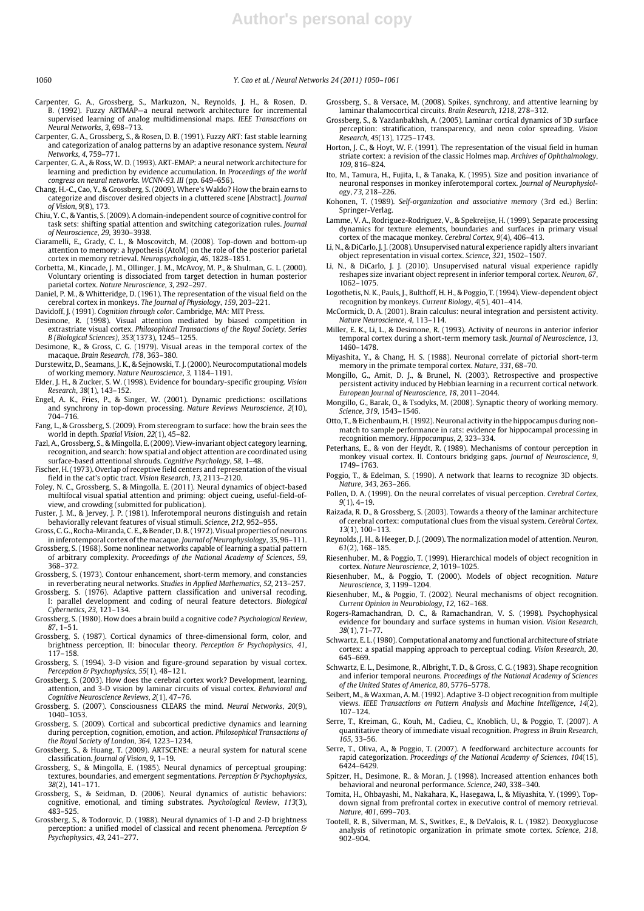Carpenter, G. A., Grossberg, S., Markuzon, N., Reynolds, J. H., & Rosen, D. B. (1992). Fuzzy ARTMAP—a neural network architecture for incremental supervised learning of analog multidimensional maps. *IEEE Transactions on Neural Networks*, *3*, 698–713.

Carpenter, G. A., Grossberg, S., & Rosen, D. B. (1991). Fuzzy ART: fast stable learning and categorization of analog patterns by an adaptive resonance system. *Neural Networks*, *4*, 759–771.

Carpenter, G. A., & Ross, W. D. (1993). ART-EMAP: a neural network architecture for learning and prediction by evidence accumulation. In *Proceedings of the world congress on neural networks. WCNN-93. III* (pp. 649–656).

Chang, H.-C., Cao, Y., & Grossberg, S. (2009). Where's Waldo? How the brain earns to categorize and discover desired objects in a cluttered scene [Abstract]. *Journal of Vision*, *9*(8), 173.

Chiu, Y. C., & Yantis, S. (2009). A domain-independent source of cognitive control for task sets: shifting spatial attention and switching categorization rules. *Journal of Neuroscience*, *29*, 3930–3938.

Ciaramelli, E., Grady, C. L., & Moscovitch, M. (2008). Top-down and bottom-up attention to memory: a hypothesis (AtoM) on the role of the posterior parietal cortex in memory retrieval. *Neuropsychologia*, *46*, 1828–1851.

Corbetta, M., Kincade, J. M., Ollinger, J. M., McAvoy, M. P., & Shulman, G. L. (2000). Voluntary orienting is dissociated from target detection in human posterior parietal cortex. *Nature Neuroscience*, *3*, 292–297.

Daniel, P. M., & Whitteridge, D. (1961). The representation of the visual field on the cerebral cortex in monkeys. *The Journal of Physiology*, *159*, 203–221.

Davidoff, J. (1991). *Cognition through color*. Cambridge, MA: MIT Press.

Desimone, R. (1998). Visual attention mediated by biased competition in extrastriate visual cortex. *Philosophical Transactions of the Royal Society, Series B (Biological Sciences)*, *353*(1373), 1245–1255.

Desimone, R., & Gross, C. G. (1979). Visual areas in the temporal cortex of the macaque. *Brain Research*, *178*, 363–380.

Durstewitz, D., Seamans, J. K., & Sejnowski, T. J. (2000). Neurocomputational models of working memory. *Nature Neuroscience*, *3*, 1184–1191.

Elder, J. H., & Zucker, S. W. (1998). Evidence for boundary-specific grouping. *Vision Research*, *38*(1), 143–152.

Engel, A. K., Fries, P., & Singer, W. (2001). Dynamic predictions: oscillations and synchrony in top-down processing. *Nature Reviews Neuroscience*, *2*(10), 704–716.

Fang, L., & Grossberg, S. (2009). From stereogram to surface: how the brain sees the world in depth. *Spatial Vision*, *22*(1), 45–82.

Fazl, A., Grossberg, S., & Mingolla, E. (2009). View-invariant object category learning, recognition, and search: how spatial and object attention are coordinated using surface-based attentional shrouds. *Cognitive Psychology*, *58*, 1–48.

Fischer, H. (1973). Overlap of receptive field centers and representation of the visual field in the cat's optic tract. *Vision Research*, *13*, 2113–2120.

Foley, N. C., Grossberg, S., & Mingolla, E. (2011). Neural dynamics of object-based multifocal visual spatial attention and priming: object cueing, useful-field-of-view, and crowding (submitted for publication).

Fuster, J. M., & Jervey, J. P. (1981). Inferotemporal neurons distinguish and retain behaviorally relevant features of visual stimuli. *Science*, *212*, 952–955.

Gross, C. G., Rocha-Miranda, C. E., & Bender, D. B. (1972). Visual properties of neurons in inferotemporal cortex of the macaque. *Journal of Neurophysiology*, *35*, 96–111.

Grossberg, S. (1968). Some nonlinear networks capable of learning a spatial pattern of arbitrary complexity. *Proceedings of the National Academy of Sciences*, *59*, 368–372.

Grossberg, S. (1973). Contour enhancement, short-term memory, and constancies in reverberating neural networks. *Studies in Applied Mathematics*, *52*, 213–257.

Grossberg, S. (1976). Adaptive pattern classification and universal recoding, I: parallel development and coding of neural feature detectors. *Biological Cybernetics*, *23*, 121–134.

Grossberg, S. (1980). How does a brain build a cognitive code? *Psychological Review*, *87*, 1–51.

Grossberg, S. (1987). Cortical dynamics of three-dimensional form, color, and brightness perception, II: binocular theory. *Perception & Psychophysics*, *41*, 117–158.

Grossberg, S. (1994). 3-D vision and figure-ground separation by visual cortex. *Perception & Psychophysics*, *55*(1), 48–121.

Grossberg, S. (2003). How does the cerebral cortex work? Development, learning, attention, and 3-D vision by laminar circuits of visual cortex. *Behavioral and Cognitive Neuroscience Reviews*, *2*(1), 47–76.

Grossberg, S. (2007). Consciousness CLEARS the mind. *Neural Networks*, *20*(9), 1040–1053.

Grossberg, S. (2009). Cortical and subcortical predictive dynamics and learning during perception, cognition, emotion, and action. *Philosophical Transactions of the Royal Society of London*, *364*, 1223–1234.

Grossberg, S., & Huang, T. (2009). ARTSCENE: a neural system for natural scene classification. *Journal of Vision*, *9*, 1–19.

Grossberg, S., & Mingolla, E. (1985). Neural dynamics of perceptual grouping: textures, boundaries, and emergent segmentations. *Perception & Psychophysics*, *38*(2), 141–171.

Grossberg, S., & Seidman, D. (2006). Neural dynamics of autistic behaviors: cognitive, emotional, and timing substrates. *Psychological Review*, *113*(3), 483–525.

Grossberg, S., & Todorovic, D. (1988). Neural dynamics of 1-D and 2-D brightness perception: a unified model of classical and recent phenomena. *Perception & Psychophysics*, *43*, 241–277.

Grossberg, S., & Versace, M. (2008). Spikes, synchrony, and attentive learning by laminar thalamocortical circuits. *Brain Research*, *1218*, 278–312.

Grossberg, S., & Yazdanbakhsh, A. (2005). Laminar cortical dynamics of 3D surface perception: stratification, transparency, and neon color spreading. *Vision Research*, *45*(13), 1725–1743.

Horton, J. C., & Hoyt, W. F. (1991). The representation of the visual field in human striate cortex: a revision of the classic Holmes map. *Archives of Ophthalmology*, *109*, 816–824.

Ito, M., Tamura, H., Fujita, I., & Tanaka, K. (1995). Size and position invariance of neuronal responses in monkey inferotemporal cortex. *Journal of Neurophysiology*, *73*, 218–226.

Kohonen, T. (1989). *Self-organization and associative memory* (3rd ed.) Berlin: Springer-Verlag.

Lamme, V. A., Rodriguez-Rodriguez, V., & Spekreijse, H. (1999). Separate processing dynamics for texture elements, boundaries and surfaces in primary visual cortex of the macaque monkey. *Cerebral Cortex*, *9*(4), 406–413.

Li, N., & DiCarlo, J. J. (2008). Unsupervised natural experience rapidly alters invariant object representation in visual cortex. *Science*, *321*, 1502–1507.

Li, N., & DiCarlo, J. J. (2010). Unsupervised natural visual experience rapidly reshapes size invariant object represent in inferior temporal cortex. *Neuron*, *67*, 1062–1075.

Logothetis, N. K., Pauls, J., Bulthoff, H. H., & Poggio, T. (1994). View-dependent object recognition by monkeys. *Current Biology*, *4*(5), 401–414.

McCormick, D. A. (2001). Brain calculus: neural integration and persistent activity. *Nature Neuroscience*, *4*, 113–114.

Miller, E. K., Li, L., & Desimone, R. (1993). Activity of neurons in anterior inferior temporal cortex during a short-term memory task. *Journal of Neuroscience*, *13*, 1460–1478.

Miyashita, Y., & Chang, H. S. (1988). Neuronal correlate of pictorial short-term memory in the primate temporal cortex. *Nature*, *331*, 68–70.

Mongillo, G., Amit, D. J., & Brunel, N. (2003). Retrospective and prospective persistent activity induced by Hebbian learning in a recurrent cortical network. *European Journal of Neuroscience*, *18*, 2011–2044.

Mongillo, G., Barak, O., & Tsodyks, M. (2008). Synaptic theory of working memory. *Science*, *319*, 1543–1546.

Otto, T., & Eichenbaum, H. (1992). Neuronal activity in the hippocampus during non-match to sample performance in rats: evidence for hippocampal processing in recognition memory. *Hippocampus*, *2*, 323–334.

Peterhans, E., & von der Heydt, R. (1989). Mechanisms of contour perception in monkey visual cortex. II. Contours bridging gaps. *Journal of Neuroscience*, *9*, 1749–1763.

Poggio, T., & Edelman, S. (1990). A network that learns to recognize 3D objects. *Nature*, *343*, 263–266.

Pollen, D. A. (1999). On the neural correlates of visual perception. *Cerebral Cortex*, *9*(1), 4–19.

Raizada, R. D., & Grossberg, S. (2003). Towards a theory of the laminar architecture of cerebral cortex: computational clues from the visual system. *Cerebral Cortex*, *13*(1), 100–113.

Reynolds, J. H., & Heeger, D. J. (2009). The normalization model of attention. *Neuron*, *61*(2), 168–185.

Riesenhuber, M., & Poggio, T. (1999). Hierarchical models of object recognition in cortex. *Nature Neuroscience*, *2*, 1019–1025.

Riesenhuber, M., & Poggio, T. (2000). Models of object recognition. *Nature Neuroscience*, *3*, 1199–1204.

Riesenhuber, M., & Poggio, T. (2002). Neural mechanisms of object recognition. *Current Opinion in Neurobiology*, *12*, 162–168.

Rogers-Ramachandran, D. C., & Ramachandran, V. S. (1998). Psychophysical evidence for boundary and surface systems in human vision. *Vision Research*, *38*(1), 71–77.

Schwartz, E. L. (1980). Computational anatomy and functional architecture of striate cortex: a spatial mapping approach to perceptual coding. *Vision Research*, *20*, 645–669.

Schwartz, E. L., Desimone, R., Albright, T. D., & Gross, C. G. (1983). Shape recognition and inferior temporal neurons. *Proceedings of the National Academy of Sciences of the United States of America*, *80*, 5776–5778.

Seibert, M., & Waxman, A. M. (1992). Adaptive 3-D object recognition from multiple views. *IEEE Transactions on Pattern Analysis and Machine Intelligence*, *14*(2), 107–124.

Serre, T., Kreiman, G., Kouh, M., Cadieu, C., Knoblich, U., & Poggio, T. (2007). A quantitative theory of immediate visual recognition. *Progress in Brain Research*, *165*, 33–56.

Serre, T., Oliva, A., & Poggio, T. (2007). A feedforward architecture accounts for rapid categorization. *Proceedings of the National Academy of Sciences*, *104*(15), 6424–6429.

Spitzer, H., Desimone, R., & Moran, J. (1998). Increased attention enhances both behavioral and neuronal performance. *Science*, *240*, 338–340.

Tomita, H., Ohbayashi, M., Nakahara, K., Hasegawa, I., & Miyashita, Y. (1999). Top-down signal from prefrontal cortex in executive control of memory retrieval. *Nature*, *401*, 699–703.

Tootell, R. B., Silverman, M. S., Switkes, E., & DeValois, R. L. (1982). Deoxyglucose analysis of retinotopic organization in primate smote cortex. *Science*, *218*, 902–904.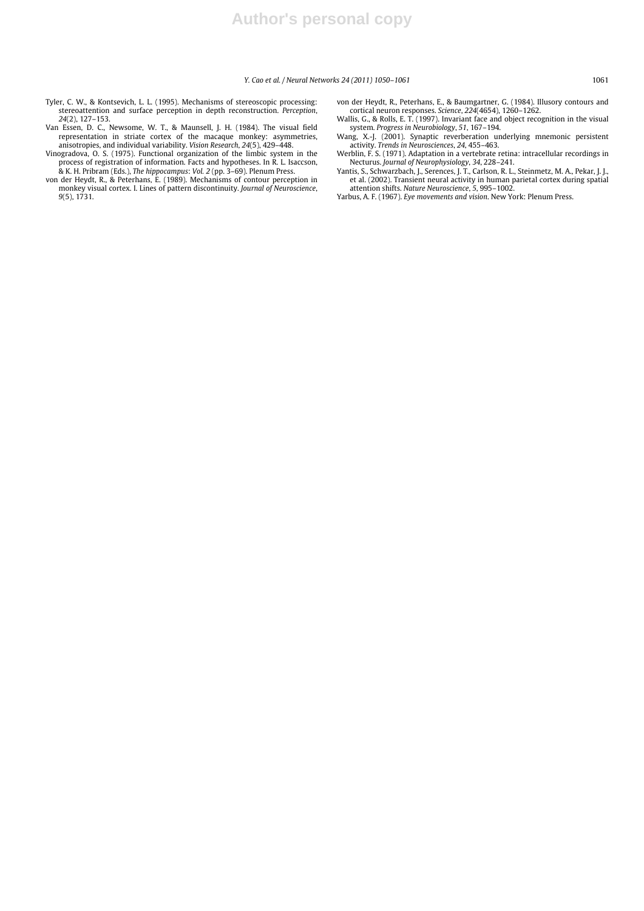Tyler, C. W., & Kontsevich, L. L. (1995). Mechanisms of stereoscopic processing: stereoattention and surface perception in depth reconstruction. *Perception*, *24*(2), 127–153.

Van Essen, D. C., Newsome, W. T., & Maunsell, J. H. (1984). The visual field representation in striate cortex of the macaque monkey: asymmetries, anisotropies, and individual variability. *Vision Research*, *24*(5), 429–448.

Vinogradova, O. S. (1975). Functional organization of the limbic system in the process of registration of information. Facts and hypotheses. In R. L. Isaccson, & K. H. Pribram (Eds.), *The hippocampus*: *Vol. 2* (pp. 3–69). Plenum Press.

von der Heydt, R., & Peterhans, E. (1989). Mechanisms of contour perception in monkey visual cortex. I. Lines of pattern discontinuity. *Journal of Neuroscience*, *9*(5), 1731.

von der Heydt, R., Peterhans, E., & Baumgartner, G. (1984). Illusory contours and cortical neuron responses. *Science*, *224*(4654), 1260–1262.

Wallis, G., & Rolls, E. T. (1997). Invariant face and object recognition in the visual system. *Progress in Neurobiology*, *51*, 167–194.

Wang, X.-J. (2001). Synaptic reverberation underlying mnemonic persistent activity. *Trends in Neurosciences*, *24*, 455–463.

Werblin, F. S. (1971). Adaptation in a vertebrate retina: intracellular recordings in Necturus. *Journal of Neurophysiology*, *34*, 228–241.

Yantis, S., Schwarzbach, J., Serences, J. T., Carlson, R. L., Steinmetz, M. A., Pekar, J. J., et al. (2002). Transient neural activity in human parietal cortex during spatial attention shifts. *Nature Neuroscience*, *5*, 995–1002.

Yarbus, A. F. (1967). *Eye movements and vision*. New York: Plenum Press.